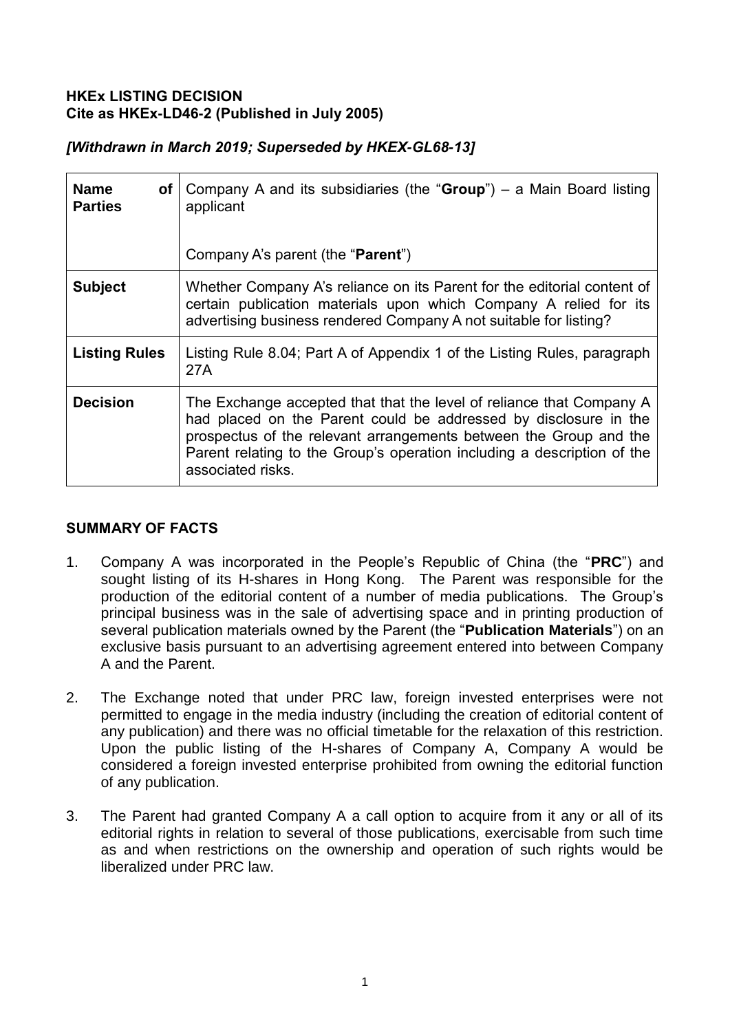**HKEx LISTING DECISION**
**Cite as HKEx-LD46-2 (Published in July 2005)**

***[Withdrawn in March 2019; Superseded by HKEX-GL68-13]***

| **Name of Parties** | Company A and its subsidiaries (the "**Group**") – a Main Board listing applicant<br><br>Company A's parent (the "**Parent**") |
|---|---|
| **Subject** | Whether Company A's reliance on its Parent for the editorial content of certain publication materials upon which Company A relied for its advertising business rendered Company A not suitable for listing? |
| **Listing Rules** | Listing Rule 8.04; Part A of Appendix 1 of the Listing Rules, paragraph 27A |
| **Decision** | The Exchange accepted that that the level of reliance that Company A had placed on the Parent could be addressed by disclosure in the prospectus of the relevant arrangements between the Group and the Parent relating to the Group's operation including a description of the associated risks. |

## SUMMARY OF FACTS

1. Company A was incorporated in the People's Republic of China (the "**PRC**") and sought listing of its H-shares in Hong Kong. The Parent was responsible for the production of the editorial content of a number of media publications. The Group's principal business was in the sale of advertising space and in printing production of several publication materials owned by the Parent (the "**Publication Materials**") on an exclusive basis pursuant to an advertising agreement entered into between Company A and the Parent.

2. The Exchange noted that under PRC law, foreign invested enterprises were not permitted to engage in the media industry (including the creation of editorial content of any publication) and there was no official timetable for the relaxation of this restriction. Upon the public listing of the H-shares of Company A, Company A would be considered a foreign invested enterprise prohibited from owning the editorial function of any publication.

3. The Parent had granted Company A a call option to acquire from it any or all of its editorial rights in relation to several of those publications, exercisable from such time as and when restrictions on the ownership and operation of such rights would be liberalized under PRC law.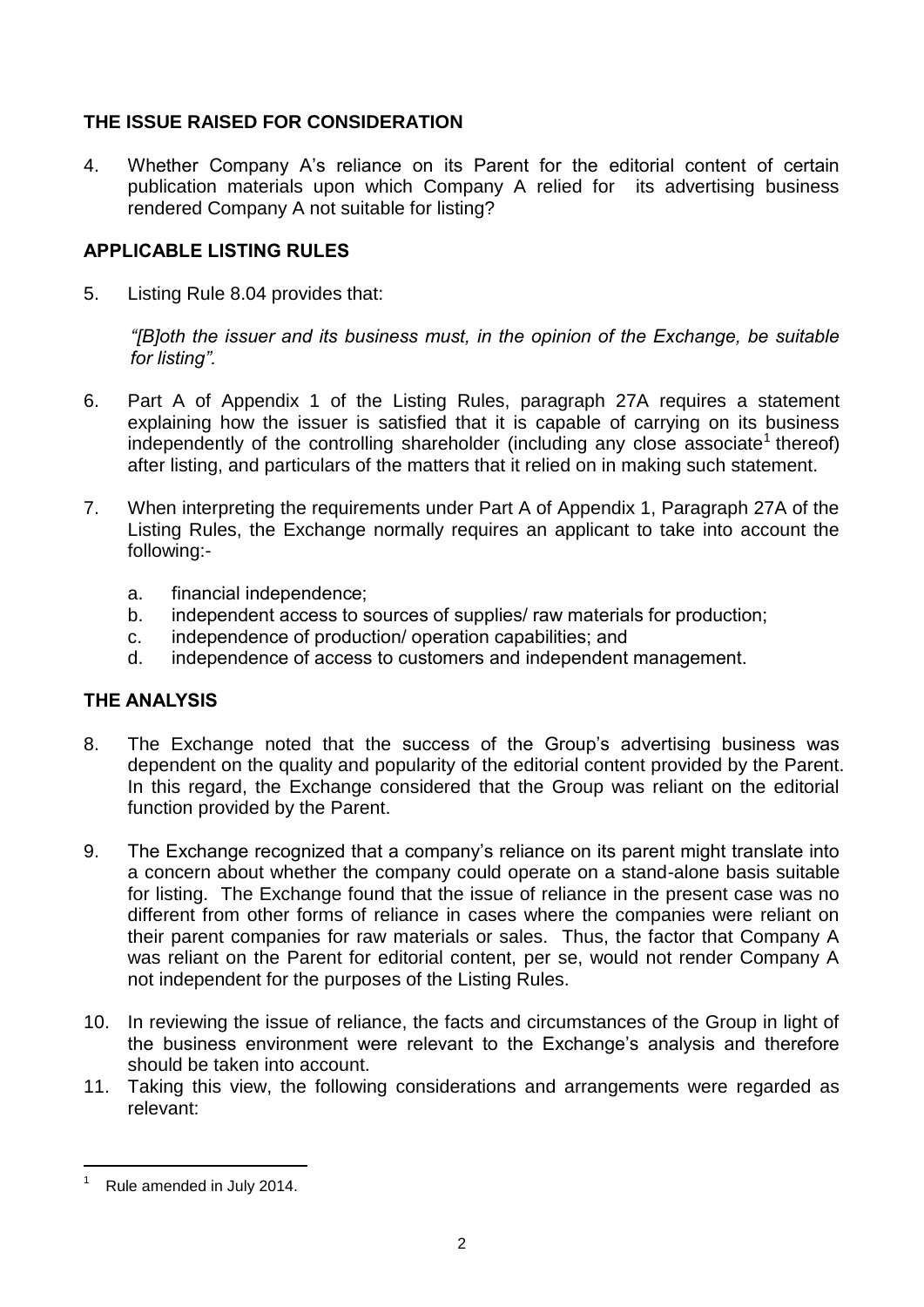## THE ISSUE RAISED FOR CONSIDERATION

4. Whether Company A's reliance on its Parent for the editorial content of certain publication materials upon which Company A relied for its advertising business rendered Company A not suitable for listing?

## APPLICABLE LISTING RULES

5. Listing Rule 8.04 provides that:

   *"[B]oth the issuer and its business must, in the opinion of the Exchange, be suitable for listing".*

6. Part A of Appendix 1 of the Listing Rules, paragraph 27A requires a statement explaining how the issuer is satisfied that it is capable of carrying on its business independently of the controlling shareholder (including any close associate[1] thereof) after listing, and particulars of the matters that it relied on in making such statement.

7. When interpreting the requirements under Part A of Appendix 1, Paragraph 27A of the Listing Rules, the Exchange normally requires an applicant to take into account the following:-

   a. financial independence;
   b. independent access to sources of supplies/ raw materials for production;
   c. independence of production/ operation capabilities; and
   d. independence of access to customers and independent management.

## THE ANALYSIS

8. The Exchange noted that the success of the Group's advertising business was dependent on the quality and popularity of the editorial content provided by the Parent. In this regard, the Exchange considered that the Group was reliant on the editorial function provided by the Parent.

9. The Exchange recognized that a company's reliance on its parent might translate into a concern about whether the company could operate on a stand-alone basis suitable for listing. The Exchange found that the issue of reliance in the present case was no different from other forms of reliance in cases where the companies were reliant on their parent companies for raw materials or sales. Thus, the factor that Company A was reliant on the Parent for editorial content, per se, would not render Company A not independent for the purposes of the Listing Rules.

10. In reviewing the issue of reliance, the facts and circumstances of the Group in light of the business environment were relevant to the Exchange's analysis and therefore should be taken into account.

11. Taking this view, the following considerations and arrangements were regarded as relevant:

[1] Rule amended in July 2014.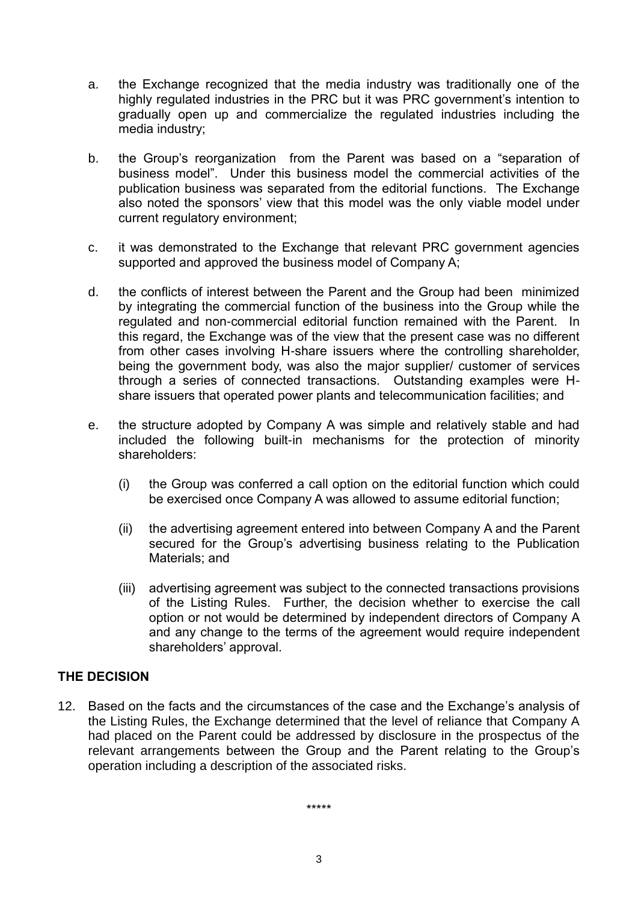a. the Exchange recognized that the media industry was traditionally one of the highly regulated industries in the PRC but it was PRC government's intention to gradually open up and commercialize the regulated industries including the media industry;

b. the Group's reorganization from the Parent was based on a "separation of business model". Under this business model the commercial activities of the publication business was separated from the editorial functions. The Exchange also noted the sponsors' view that this model was the only viable model under current regulatory environment;

c. it was demonstrated to the Exchange that relevant PRC government agencies supported and approved the business model of Company A;

d. the conflicts of interest between the Parent and the Group had been minimized by integrating the commercial function of the business into the Group while the regulated and non-commercial editorial function remained with the Parent. In this regard, the Exchange was of the view that the present case was no different from other cases involving H-share issuers where the controlling shareholder, being the government body, was also the major supplier/ customer of services through a series of connected transactions. Outstanding examples were H-share issuers that operated power plants and telecommunication facilities; and

e. the structure adopted by Company A was simple and relatively stable and had included the following built-in mechanisms for the protection of minority shareholders:

   (i) the Group was conferred a call option on the editorial function which could be exercised once Company A was allowed to assume editorial function;

   (ii) the advertising agreement entered into between Company A and the Parent secured for the Group's advertising business relating to the Publication Materials; and

   (iii) advertising agreement was subject to the connected transactions provisions of the Listing Rules. Further, the decision whether to exercise the call option or not would be determined by independent directors of Company A and any change to the terms of the agreement would require independent shareholders' approval.

## THE DECISION

12. Based on the facts and the circumstances of the case and the Exchange's analysis of the Listing Rules, the Exchange determined that the level of reliance that Company A had placed on the Parent could be addressed by disclosure in the prospectus of the relevant arrangements between the Group and the Parent relating to the Group's operation including a description of the associated risks.

\*\*\*\*\*